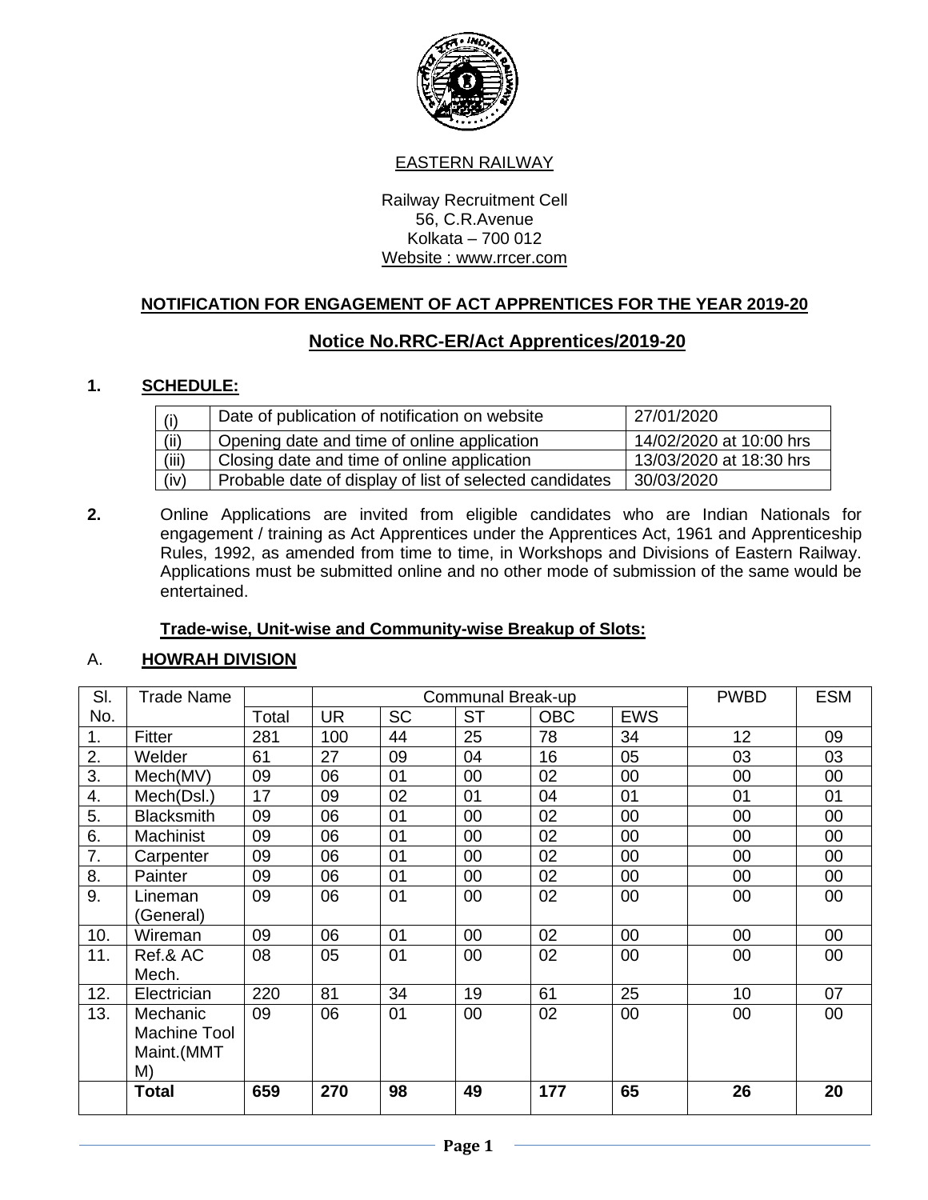EASTERN RAILWAY

Railway Recruitment Cell
56, C.R.Avenue
Kolkata – 700 012
Website : www.rrcer.com

## NOTIFICATION FOR ENGAGEMENT OF ACT APPRENTICES FOR THE YEAR 2019-20

## Notice No.RRC-ER/Act Apprentices/2019-20

### 1. SCHEDULE:

| (i) | Date of publication of notification on website | 27/01/2020 |
|---|---|---|
| (ii) | Opening date and time of online application | 14/02/2020 at 10:00 hrs |
| (iii) | Closing date and time of online application | 13/03/2020 at 18:30 hrs |
| (iv) | Probable date of display of list of selected candidates | 30/03/2020 |

**2.** Online Applications are invited from eligible candidates who are Indian Nationals for engagement / training as Act Apprentices under the Apprentices Act, 1961 and Apprenticeship Rules, 1992, as amended from time to time, in Workshops and Divisions of Eastern Railway. Applications must be submitted online and no other mode of submission of the same would be entertained.

**Trade-wise, Unit-wise and Community-wise Breakup of Slots:**

A. **HOWRAH DIVISION**

| Sl. No. | Trade Name | | Communal Break-up | | | | | PWBD | ESM |
|---|---|---|---|---|---|---|---|---|---|
| | | Total | UR | SC | ST | OBC | EWS | | |
| 1. | Fitter | 281 | 100 | 44 | 25 | 78 | 34 | 12 | 09 |
| 2. | Welder | 61 | 27 | 09 | 04 | 16 | 05 | 03 | 03 |
| 3. | Mech(MV) | 09 | 06 | 01 | 00 | 02 | 00 | 00 | 00 |
| 4. | Mech(Dsl.) | 17 | 09 | 02 | 01 | 04 | 01 | 01 | 01 |
| 5. | Blacksmith | 09 | 06 | 01 | 00 | 02 | 00 | 00 | 00 |
| 6. | Machinist | 09 | 06 | 01 | 00 | 02 | 00 | 00 | 00 |
| 7. | Carpenter | 09 | 06 | 01 | 00 | 02 | 00 | 00 | 00 |
| 8. | Painter | 09 | 06 | 01 | 00 | 02 | 00 | 00 | 00 |
| 9. | Lineman (General) | 09 | 06 | 01 | 00 | 02 | 00 | 00 | 00 |
| 10. | Wireman | 09 | 06 | 01 | 00 | 02 | 00 | 00 | 00 |
| 11. | Ref.& AC Mech. | 08 | 05 | 01 | 00 | 02 | 00 | 00 | 00 |
| 12. | Electrician | 220 | 81 | 34 | 19 | 61 | 25 | 10 | 07 |
| 13. | Mechanic Machine Tool Maint.(MMTM) | 09 | 06 | 01 | 00 | 02 | 00 | 00 | 00 |
| | **Total** | **659** | **270** | **98** | **49** | **177** | **65** | **26** | **20** |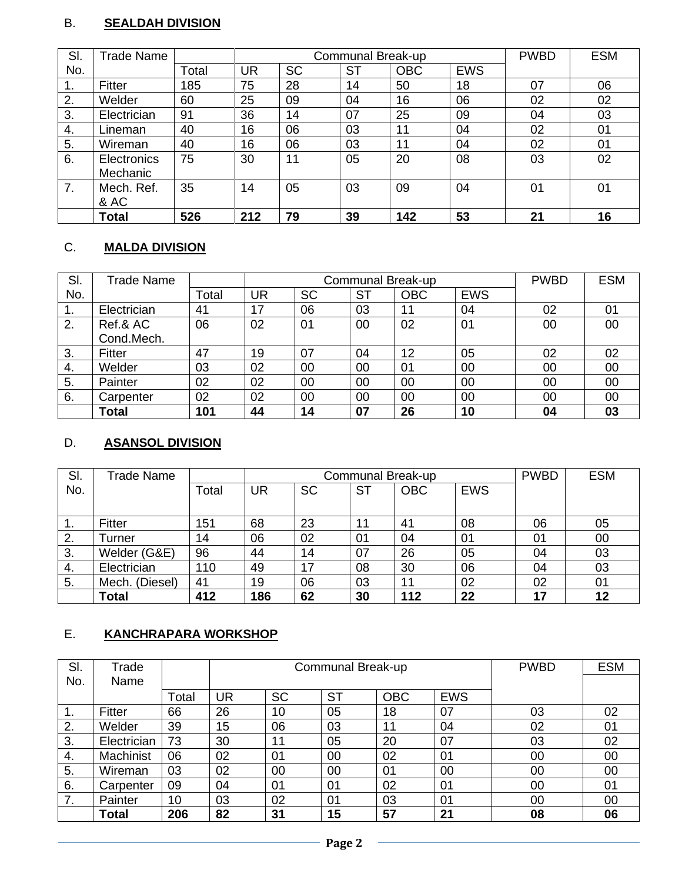B. **SEALDAH DIVISION**

| Sl. No. | Trade Name | | Communal Break-up | | | | | PWBD | ESM |
|---|---|---|---|---|---|---|---|---|---|
| | | Total | UR | SC | ST | OBC | EWS | | |
| 1. | Fitter | 185 | 75 | 28 | 14 | 50 | 18 | 07 | 06 |
| 2. | Welder | 60 | 25 | 09 | 04 | 16 | 06 | 02 | 02 |
| 3. | Electrician | 91 | 36 | 14 | 07 | 25 | 09 | 04 | 03 |
| 4. | Lineman | 40 | 16 | 06 | 03 | 11 | 04 | 02 | 01 |
| 5. | Wireman | 40 | 16 | 06 | 03 | 11 | 04 | 02 | 01 |
| 6. | Electronics Mechanic | 75 | 30 | 11 | 05 | 20 | 08 | 03 | 02 |
| 7. | Mech. Ref. & AC | 35 | 14 | 05 | 03 | 09 | 04 | 01 | 01 |
| | **Total** | **526** | **212** | **79** | **39** | **142** | **53** | **21** | **16** |

C. **MALDA DIVISION**

| Sl. No. | Trade Name | | Communal Break-up | | | | | PWBD | ESM |
|---|---|---|---|---|---|---|---|---|---|
| | | Total | UR | SC | ST | OBC | EWS | | |
| 1. | Electrician | 41 | 17 | 06 | 03 | 11 | 04 | 02 | 01 |
| 2. | Ref.& AC Cond.Mech. | 06 | 02 | 01 | 00 | 02 | 01 | 00 | 00 |
| 3. | Fitter | 47 | 19 | 07 | 04 | 12 | 05 | 02 | 02 |
| 4. | Welder | 03 | 02 | 00 | 00 | 01 | 00 | 00 | 00 |
| 5. | Painter | 02 | 02 | 00 | 00 | 00 | 00 | 00 | 00 |
| 6. | Carpenter | 02 | 02 | 00 | 00 | 00 | 00 | 00 | 00 |
| | **Total** | **101** | **44** | **14** | **07** | **26** | **10** | **04** | **03** |

D. **ASANSOL DIVISION**

| Sl. No. | Trade Name | | Communal Break-up | | | | | PWBD | ESM |
|---|---|---|---|---|---|---|---|---|---|
| | | Total | UR | SC | ST | OBC | EWS | | |
| 1. | Fitter | 151 | 68 | 23 | 11 | 41 | 08 | 06 | 05 |
| 2. | Turner | 14 | 06 | 02 | 01 | 04 | 01 | 01 | 00 |
| 3. | Welder (G&E) | 96 | 44 | 14 | 07 | 26 | 05 | 04 | 03 |
| 4. | Electrician | 110 | 49 | 17 | 08 | 30 | 06 | 04 | 03 |
| 5. | Mech. (Diesel) | 41 | 19 | 06 | 03 | 11 | 02 | 02 | 01 |
| | **Total** | **412** | **186** | **62** | **30** | **112** | **22** | **17** | **12** |

E. **KANCHRAPARA WORKSHOP**

| Sl. No. | Trade Name | | Communal Break-up | | | | | PWBD | ESM |
|---|---|---|---|---|---|---|---|---|---|
| | | Total | UR | SC | ST | OBC | EWS | | |
| 1. | Fitter | 66 | 26 | 10 | 05 | 18 | 07 | 03 | 02 |
| 2. | Welder | 39 | 15 | 06 | 03 | 11 | 04 | 02 | 01 |
| 3. | Electrician | 73 | 30 | 11 | 05 | 20 | 07 | 03 | 02 |
| 4. | Machinist | 06 | 02 | 01 | 00 | 02 | 01 | 00 | 00 |
| 5. | Wireman | 03 | 02 | 00 | 00 | 01 | 00 | 00 | 00 |
| 6. | Carpenter | 09 | 04 | 01 | 01 | 02 | 01 | 00 | 01 |
| 7. | Painter | 10 | 03 | 02 | 01 | 03 | 01 | 00 | 00 |
| | **Total** | **206** | **82** | **31** | **15** | **57** | **21** | **08** | **06** |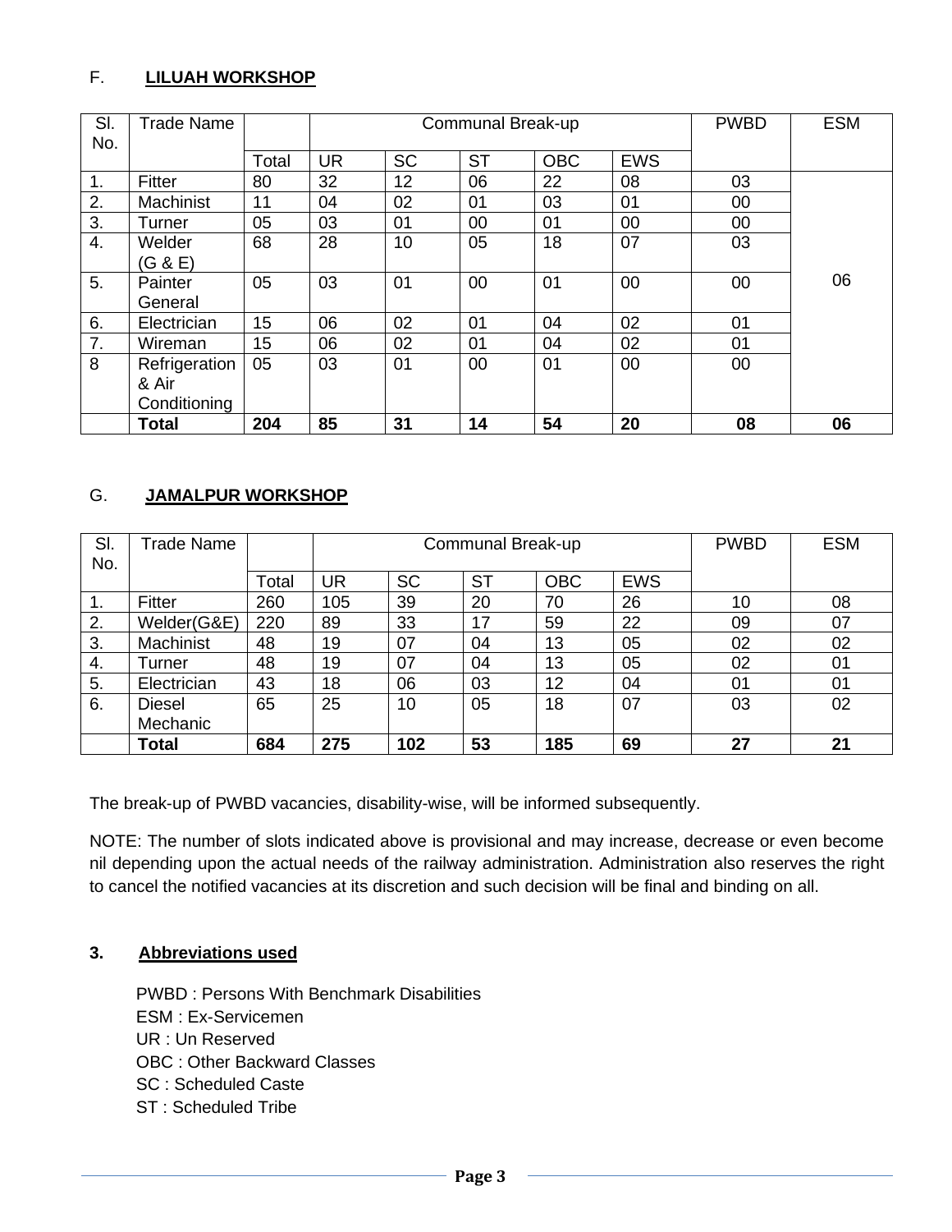### F. LILUAH WORKSHOP

| Sl. No. | Trade Name | Communal Break-up | | | | | | PWBD | ESM |
|---|---|---|---|---|---|---|---|---|---|
| | | Total | UR | SC | ST | OBC | EWS | | |
| 1. | Fitter | 80 | 32 | 12 | 06 | 22 | 08 | 03 | 06 |
| 2. | Machinist | 11 | 04 | 02 | 01 | 03 | 01 | 00 | |
| 3. | Turner | 05 | 03 | 01 | 00 | 01 | 00 | 00 | |
| 4. | Welder (G & E) | 68 | 28 | 10 | 05 | 18 | 07 | 03 | |
| 5. | Painter General | 05 | 03 | 01 | 00 | 01 | 00 | 00 | |
| 6. | Electrician | 15 | 06 | 02 | 01 | 04 | 02 | 01 | |
| 7. | Wireman | 15 | 06 | 02 | 01 | 04 | 02 | 01 | |
| 8 | Refrigeration & Air Conditioning | 05 | 03 | 01 | 00 | 01 | 00 | 00 | |
| | **Total** | **204** | **85** | **31** | **14** | **54** | **20** | **08** | **06** |

### G. JAMALPUR WORKSHOP

| Sl. No. | Trade Name | Communal Break-up | | | | | | PWBD | ESM |
|---|---|---|---|---|---|---|---|---|---|
| | | Total | UR | SC | ST | OBC | EWS | | |
| 1. | Fitter | 260 | 105 | 39 | 20 | 70 | 26 | 10 | 08 |
| 2. | Welder(G&E) | 220 | 89 | 33 | 17 | 59 | 22 | 09 | 07 |
| 3. | Machinist | 48 | 19 | 07 | 04 | 13 | 05 | 02 | 02 |
| 4. | Turner | 48 | 19 | 07 | 04 | 13 | 05 | 02 | 01 |
| 5. | Electrician | 43 | 18 | 06 | 03 | 12 | 04 | 01 | 01 |
| 6. | Diesel Mechanic | 65 | 25 | 10 | 05 | 18 | 07 | 03 | 02 |
| | **Total** | **684** | **275** | **102** | **53** | **185** | **69** | **27** | **21** |

The break-up of PWBD vacancies, disability-wise, will be informed subsequently.

NOTE: The number of slots indicated above is provisional and may increase, decrease or even become nil depending upon the actual needs of the railway administration. Administration also reserves the right to cancel the notified vacancies at its discretion and such decision will be final and binding on all.

### 3. Abbreviations used

PWBD : Persons With Benchmark Disabilities
ESM : Ex-Servicemen
UR : Un Reserved
OBC : Other Backward Classes
SC : Scheduled Caste
ST : Scheduled Tribe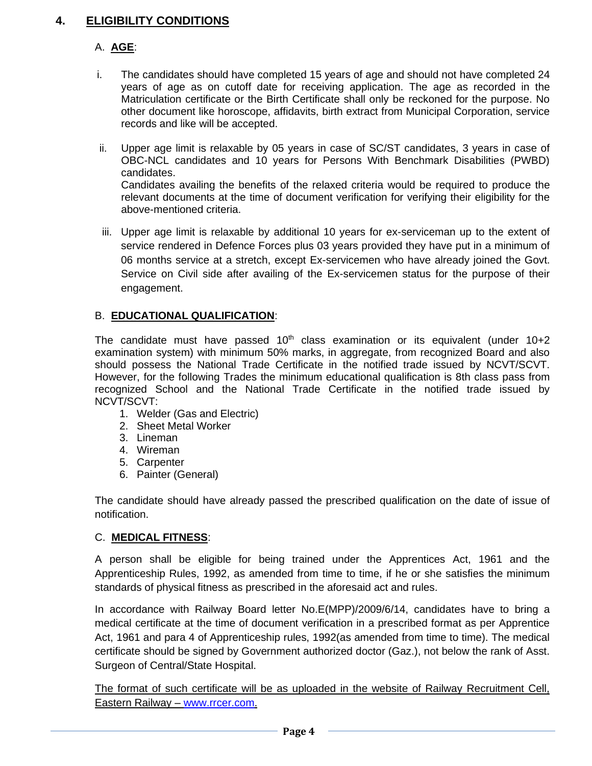## 4. ELIGIBILITY CONDITIONS

### A. AGE:

i. The candidates should have completed 15 years of age and should not have completed 24 years of age as on cutoff date for receiving application. The age as recorded in the Matriculation certificate or the Birth Certificate shall only be reckoned for the purpose. No other document like horoscope, affidavits, birth extract from Municipal Corporation, service records and like will be accepted.

ii. Upper age limit is relaxable by 05 years in case of SC/ST candidates, 3 years in case of OBC-NCL candidates and 10 years for Persons With Benchmark Disabilities (PWBD) candidates.
Candidates availing the benefits of the relaxed criteria would be required to produce the relevant documents at the time of document verification for verifying their eligibility for the above-mentioned criteria.

iii. Upper age limit is relaxable by additional 10 years for ex-serviceman up to the extent of service rendered in Defence Forces plus 03 years provided they have put in a minimum of 06 months service at a stretch, except Ex-servicemen who have already joined the Govt. Service on Civil side after availing of the Ex-servicemen status for the purpose of their engagement.

### B. EDUCATIONAL QUALIFICATION:

The candidate must have passed 10th class examination or its equivalent (under 10+2 examination system) with minimum 50% marks, in aggregate, from recognized Board and also should possess the National Trade Certificate in the notified trade issued by NCVT/SCVT. However, for the following Trades the minimum educational qualification is 8th class pass from recognized School and the National Trade Certificate in the notified trade issued by NCVT/SCVT:

1. Welder (Gas and Electric)
2. Sheet Metal Worker
3. Lineman
4. Wireman
5. Carpenter
6. Painter (General)

The candidate should have already passed the prescribed qualification on the date of issue of notification.

### C. MEDICAL FITNESS:

A person shall be eligible for being trained under the Apprentices Act, 1961 and the Apprenticeship Rules, 1992, as amended from time to time, if he or she satisfies the minimum standards of physical fitness as prescribed in the aforesaid act and rules.

In accordance with Railway Board letter No.E(MPP)/2009/6/14, candidates have to bring a medical certificate at the time of document verification in a prescribed format as per Apprentice Act, 1961 and para 4 of Apprenticeship rules, 1992(as amended from time to time). The medical certificate should be signed by Government authorized doctor (Gaz.), not below the rank of Asst. Surgeon of Central/State Hospital.

The format of such certificate will be as uploaded in the website of Railway Recruitment Cell, Eastern Railway – www.rrcer.com.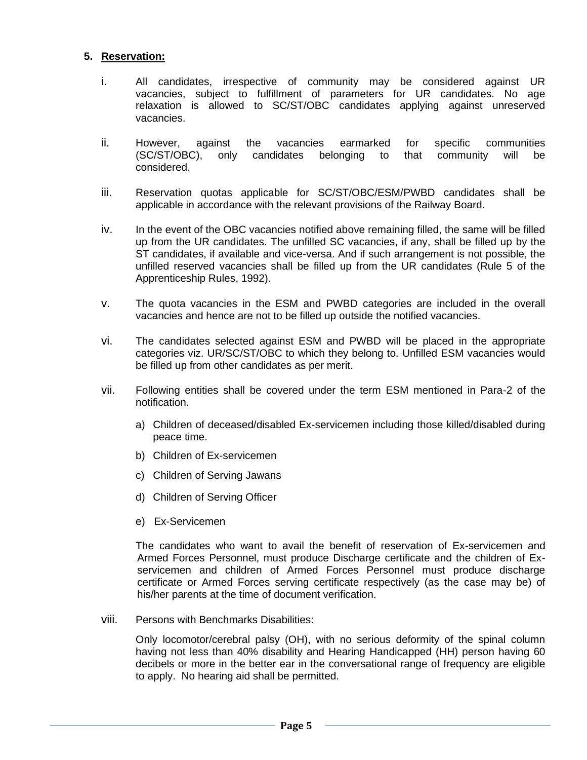## 5. Reservation:

i. All candidates, irrespective of community may be considered against UR vacancies, subject to fulfillment of parameters for UR candidates. No age relaxation is allowed to SC/ST/OBC candidates applying against unreserved vacancies.

ii. However, against the vacancies earmarked for specific communities (SC/ST/OBC), only candidates belonging to that community will be considered.

iii. Reservation quotas applicable for SC/ST/OBC/ESM/PWBD candidates shall be applicable in accordance with the relevant provisions of the Railway Board.

iv. In the event of the OBC vacancies notified above remaining filled, the same will be filled up from the UR candidates. The unfilled SC vacancies, if any, shall be filled up by the ST candidates, if available and vice-versa. And if such arrangement is not possible, the unfilled reserved vacancies shall be filled up from the UR candidates (Rule 5 of the Apprenticeship Rules, 1992).

v. The quota vacancies in the ESM and PWBD categories are included in the overall vacancies and hence are not to be filled up outside the notified vacancies.

vi. The candidates selected against ESM and PWBD will be placed in the appropriate categories viz. UR/SC/ST/OBC to which they belong to. Unfilled ESM vacancies would be filled up from other candidates as per merit.

vii. Following entities shall be covered under the term ESM mentioned in Para-2 of the notification.

   a) Children of deceased/disabled Ex-servicemen including those killed/disabled during peace time.
   b) Children of Ex-servicemen
   c) Children of Serving Jawans
   d) Children of Serving Officer
   e) Ex-Servicemen

   The candidates who want to avail the benefit of reservation of Ex-servicemen and Armed Forces Personnel, must produce Discharge certificate and the children of Ex-servicemen and children of Armed Forces Personnel must produce discharge certificate or Armed Forces serving certificate respectively (as the case may be) of his/her parents at the time of document verification.

viii. Persons with Benchmarks Disabilities:

   Only locomotor/cerebral palsy (OH), with no serious deformity of the spinal column having not less than 40% disability and Hearing Handicapped (HH) person having 60 decibels or more in the better ear in the conversational range of frequency are eligible to apply. No hearing aid shall be permitted.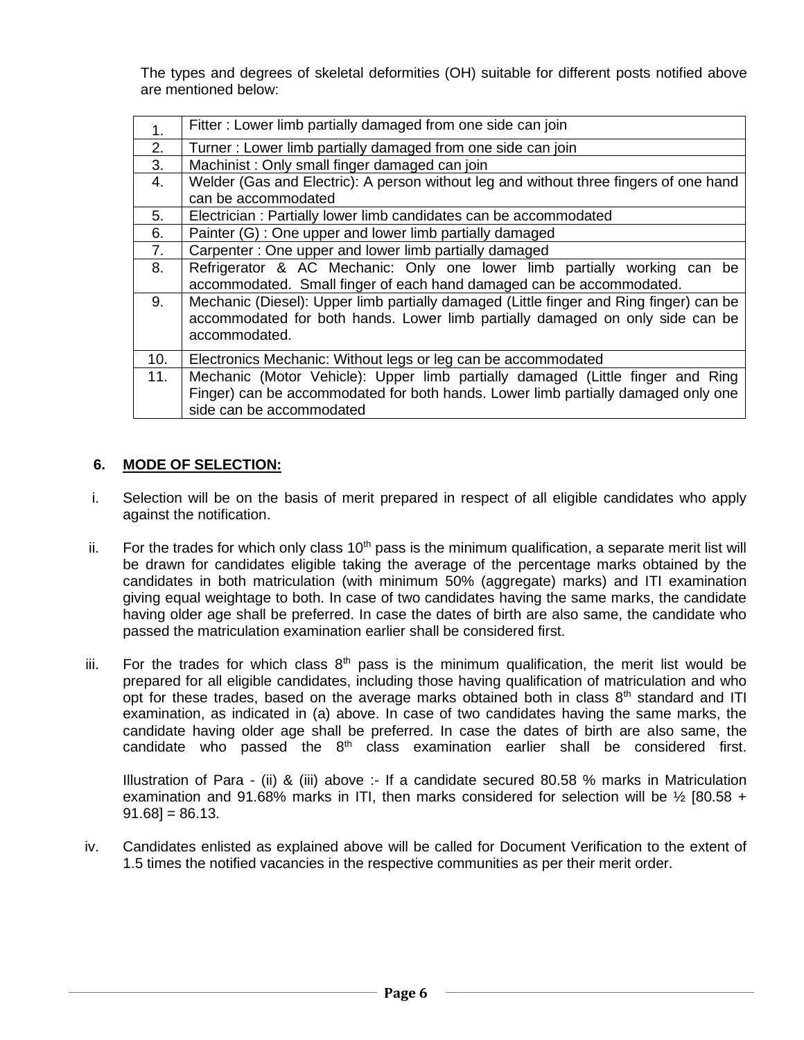The types and degrees of skeletal deformities (OH) suitable for different posts notified above are mentioned below:

| | |
|---|---|
| 1. | Fitter : Lower limb partially damaged from one side can join |
| 2. | Turner : Lower limb partially damaged from one side can join |
| 3. | Machinist : Only small finger damaged can join |
| 4. | Welder (Gas and Electric): A person without leg and without three fingers of one hand can be accommodated |
| 5. | Electrician : Partially lower limb candidates can be accommodated |
| 6. | Painter (G) : One upper and lower limb partially damaged |
| 7. | Carpenter : One upper and lower limb partially damaged |
| 8. | Refrigerator & AC Mechanic: Only one lower limb partially working can be accommodated. Small finger of each hand damaged can be accommodated. |
| 9. | Mechanic (Diesel): Upper limb partially damaged (Little finger and Ring finger) can be accommodated for both hands. Lower limb partially damaged on only side can be accommodated. |
| 10. | Electronics Mechanic: Without legs or leg can be accommodated |
| 11. | Mechanic (Motor Vehicle): Upper limb partially damaged (Little finger and Ring Finger) can be accommodated for both hands. Lower limb partially damaged only one side can be accommodated |

## 6. MODE OF SELECTION:

i. Selection will be on the basis of merit prepared in respect of all eligible candidates who apply against the notification.

ii. For the trades for which only class 10th pass is the minimum qualification, a separate merit list will be drawn for candidates eligible taking the average of the percentage marks obtained by the candidates in both matriculation (with minimum 50% (aggregate) marks) and ITI examination giving equal weightage to both. In case of two candidates having the same marks, the candidate having older age shall be preferred. In case the dates of birth are also same, the candidate who passed the matriculation examination earlier shall be considered first.

iii. For the trades for which class 8th pass is the minimum qualification, the merit list would be prepared for all eligible candidates, including those having qualification of matriculation and who opt for these trades, based on the average marks obtained both in class 8th standard and ITI examination, as indicated in (a) above. In case of two candidates having the same marks, the candidate having older age shall be preferred. In case the dates of birth are also same, the candidate who passed the 8th class examination earlier shall be considered first.

   Illustration of Para - (ii) & (iii) above :- If a candidate secured 80.58 % marks in Matriculation examination and 91.68% marks in ITI, then marks considered for selection will be ½ [80.58 + 91.68] = 86.13.

iv. Candidates enlisted as explained above will be called for Document Verification to the extent of 1.5 times the notified vacancies in the respective communities as per their merit order.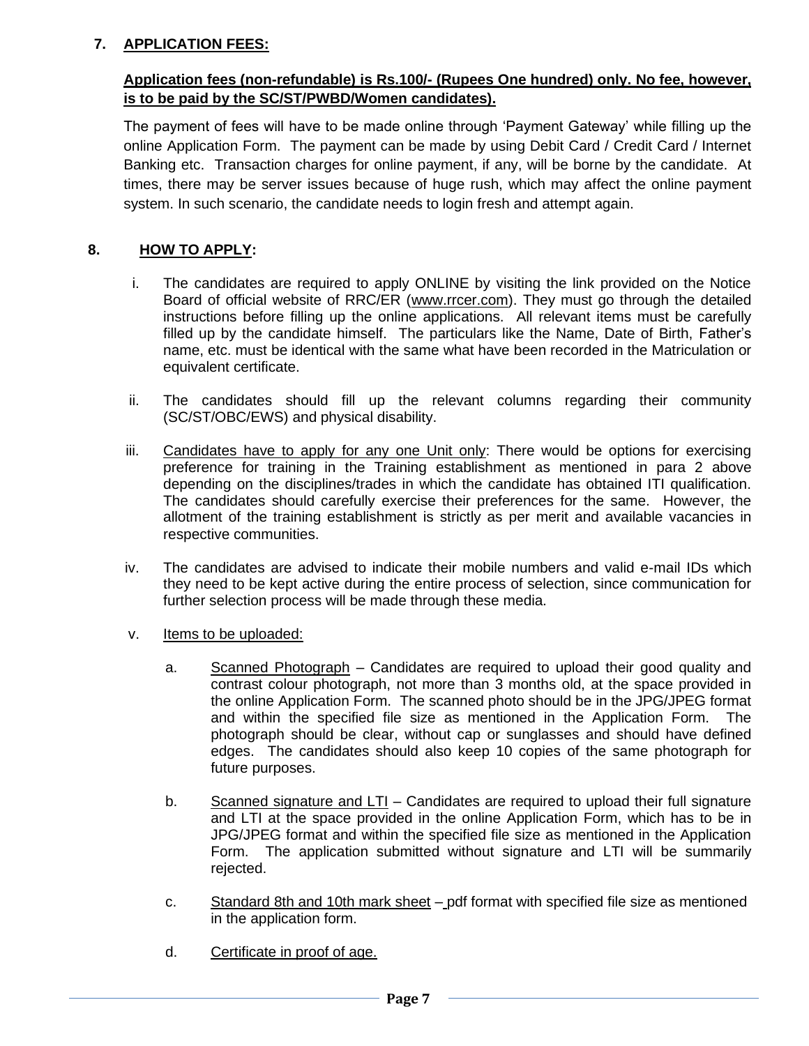## 7. APPLICATION FEES:

**Application fees (non-refundable) is Rs.100/- (Rupees One hundred) only. No fee, however, is to be paid by the SC/ST/PWBD/Women candidates).**

The payment of fees will have to be made online through 'Payment Gateway' while filling up the online Application Form. The payment can be made by using Debit Card / Credit Card / Internet Banking etc. Transaction charges for online payment, if any, will be borne by the candidate. At times, there may be server issues because of huge rush, which may affect the online payment system. In such scenario, the candidate needs to login fresh and attempt again.

## 8. HOW TO APPLY:

i. The candidates are required to apply ONLINE by visiting the link provided on the Notice Board of official website of RRC/ER (www.rrcer.com). They must go through the detailed instructions before filling up the online applications. All relevant items must be carefully filled up by the candidate himself. The particulars like the Name, Date of Birth, Father's name, etc. must be identical with the same what have been recorded in the Matriculation or equivalent certificate.

ii. The candidates should fill up the relevant columns regarding their community (SC/ST/OBC/EWS) and physical disability.

iii. Candidates have to apply for any one Unit only: There would be options for exercising preference for training in the Training establishment as mentioned in para 2 above depending on the disciplines/trades in which the candidate has obtained ITI qualification. The candidates should carefully exercise their preferences for the same. However, the allotment of the training establishment is strictly as per merit and available vacancies in respective communities.

iv. The candidates are advised to indicate their mobile numbers and valid e-mail IDs which they need to be kept active during the entire process of selection, since communication for further selection process will be made through these media.

v. Items to be uploaded:

   a. Scanned Photograph – Candidates are required to upload their good quality and contrast colour photograph, not more than 3 months old, at the space provided in the online Application Form. The scanned photo should be in the JPG/JPEG format and within the specified file size as mentioned in the Application Form. The photograph should be clear, without cap or sunglasses and should have defined edges. The candidates should also keep 10 copies of the same photograph for future purposes.

   b. Scanned signature and LTI – Candidates are required to upload their full signature and LTI at the space provided in the online Application Form, which has to be in JPG/JPEG format and within the specified file size as mentioned in the Application Form. The application submitted without signature and LTI will be summarily rejected.

   c. Standard 8th and 10th mark sheet – pdf format with specified file size as mentioned in the application form.

   d. Certificate in proof of age.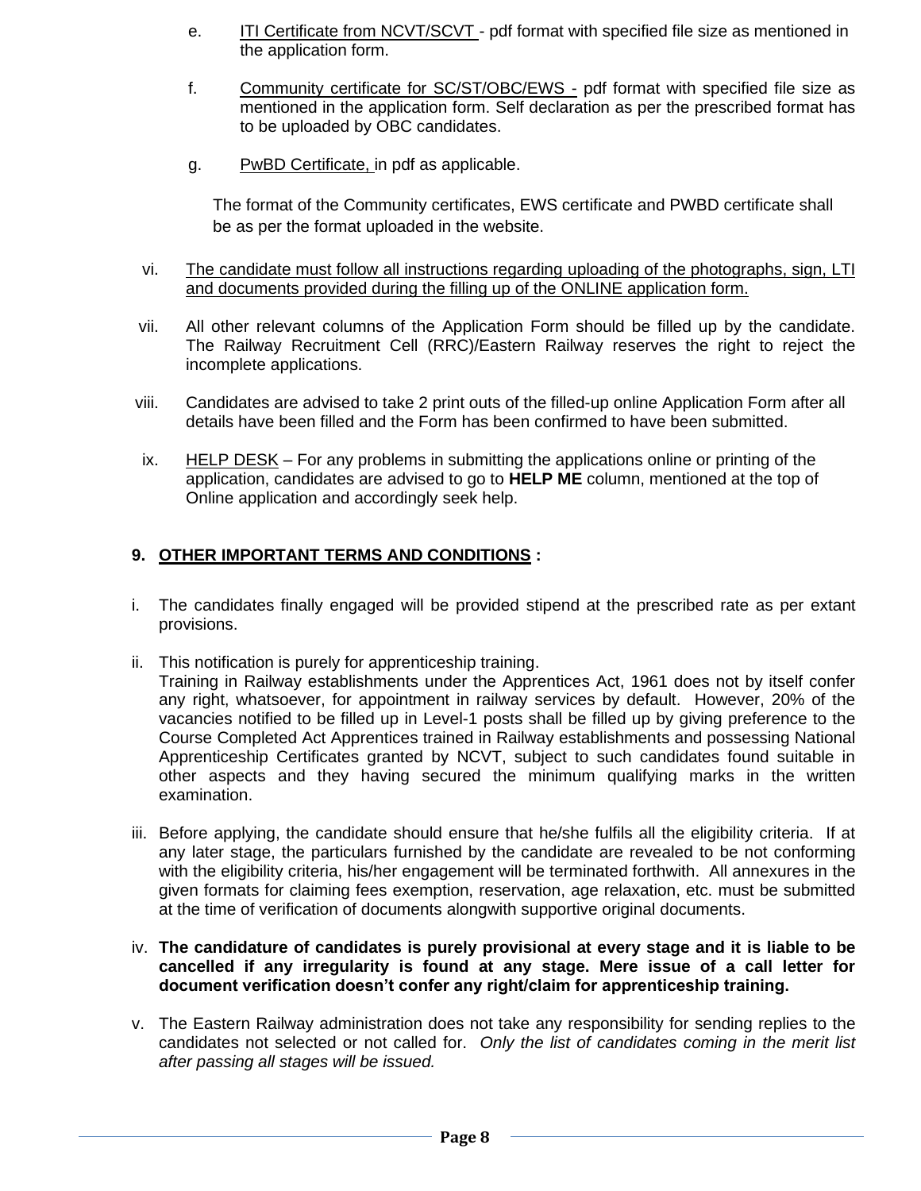e. ITI Certificate from NCVT/SCVT - pdf format with specified file size as mentioned in the application form.

f. Community certificate for SC/ST/OBC/EWS - pdf format with specified file size as mentioned in the application form. Self declaration as per the prescribed format has to be uploaded by OBC candidates.

g. PwBD Certificate, in pdf as applicable.

The format of the Community certificates, EWS certificate and PWBD certificate shall be as per the format uploaded in the website.

vi. The candidate must follow all instructions regarding uploading of the photographs, sign, LTI and documents provided during the filling up of the ONLINE application form.

vii. All other relevant columns of the Application Form should be filled up by the candidate. The Railway Recruitment Cell (RRC)/Eastern Railway reserves the right to reject the incomplete applications.

viii. Candidates are advised to take 2 print outs of the filled-up online Application Form after all details have been filled and the Form has been confirmed to have been submitted.

ix. HELP DESK – For any problems in submitting the applications online or printing of the application, candidates are advised to go to **HELP ME** column, mentioned at the top of Online application and accordingly seek help.

## 9. OTHER IMPORTANT TERMS AND CONDITIONS :

i. The candidates finally engaged will be provided stipend at the prescribed rate as per extant provisions.

ii. This notification is purely for apprenticeship training.
Training in Railway establishments under the Apprentices Act, 1961 does not by itself confer any right, whatsoever, for appointment in railway services by default. However, 20% of the vacancies notified to be filled up in Level-1 posts shall be filled up by giving preference to the Course Completed Act Apprentices trained in Railway establishments and possessing National Apprenticeship Certificates granted by NCVT, subject to such candidates found suitable in other aspects and they having secured the minimum qualifying marks in the written examination.

iii. Before applying, the candidate should ensure that he/she fulfils all the eligibility criteria. If at any later stage, the particulars furnished by the candidate are revealed to be not conforming with the eligibility criteria, his/her engagement will be terminated forthwith. All annexures in the given formats for claiming fees exemption, reservation, age relaxation, etc. must be submitted at the time of verification of documents alongwith supportive original documents.

iv. **The candidature of candidates is purely provisional at every stage and it is liable to be cancelled if any irregularity is found at any stage. Mere issue of a call letter for document verification doesn't confer any right/claim for apprenticeship training.**

v. The Eastern Railway administration does not take any responsibility for sending replies to the candidates not selected or not called for. *Only the list of candidates coming in the merit list after passing all stages will be issued.*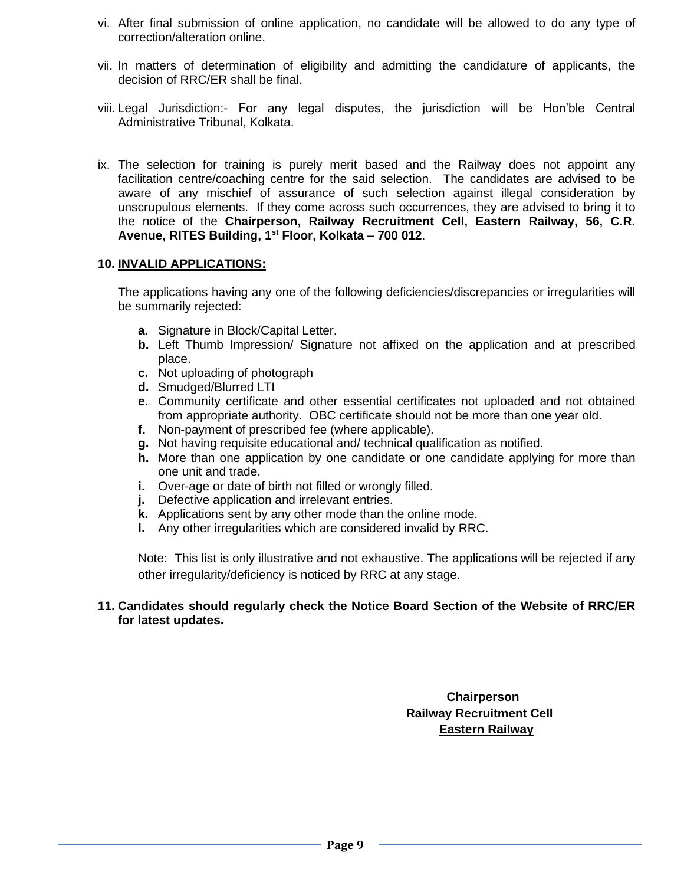vi. After final submission of online application, no candidate will be allowed to do any type of correction/alteration online.

vii. In matters of determination of eligibility and admitting the candidature of applicants, the decision of RRC/ER shall be final.

viii. Legal Jurisdiction:- For any legal disputes, the jurisdiction will be Hon'ble Central Administrative Tribunal, Kolkata.

ix. The selection for training is purely merit based and the Railway does not appoint any facilitation centre/coaching centre for the said selection. The candidates are advised to be aware of any mischief of assurance of such selection against illegal consideration by unscrupulous elements. If they come across such occurrences, they are advised to bring it to the notice of the **Chairperson, Railway Recruitment Cell, Eastern Railway, 56, C.R. Avenue, RITES Building, 1st Floor, Kolkata – 700 012**.

**10. INVALID APPLICATIONS:**

The applications having any one of the following deficiencies/discrepancies or irregularities will be summarily rejected:

**a.** Signature in Block/Capital Letter.
**b.** Left Thumb Impression/ Signature not affixed on the application and at prescribed place.
**c.** Not uploading of photograph
**d.** Smudged/Blurred LTI
**e.** Community certificate and other essential certificates not uploaded and not obtained from appropriate authority. OBC certificate should not be more than one year old.
**f.** Non-payment of prescribed fee (where applicable).
**g.** Not having requisite educational and/ technical qualification as notified.
**h.** More than one application by one candidate or one candidate applying for more than one unit and trade.
**i.** Over-age or date of birth not filled or wrongly filled.
**j.** Defective application and irrelevant entries.
**k.** Applications sent by any other mode than the online mode.
**l.** Any other irregularities which are considered invalid by RRC.

Note: This list is only illustrative and not exhaustive. The applications will be rejected if any other irregularity/deficiency is noticed by RRC at any stage.

**11. Candidates should regularly check the Notice Board Section of the Website of RRC/ER for latest updates.**

**Chairperson**
**Railway Recruitment Cell**
**Eastern Railway**